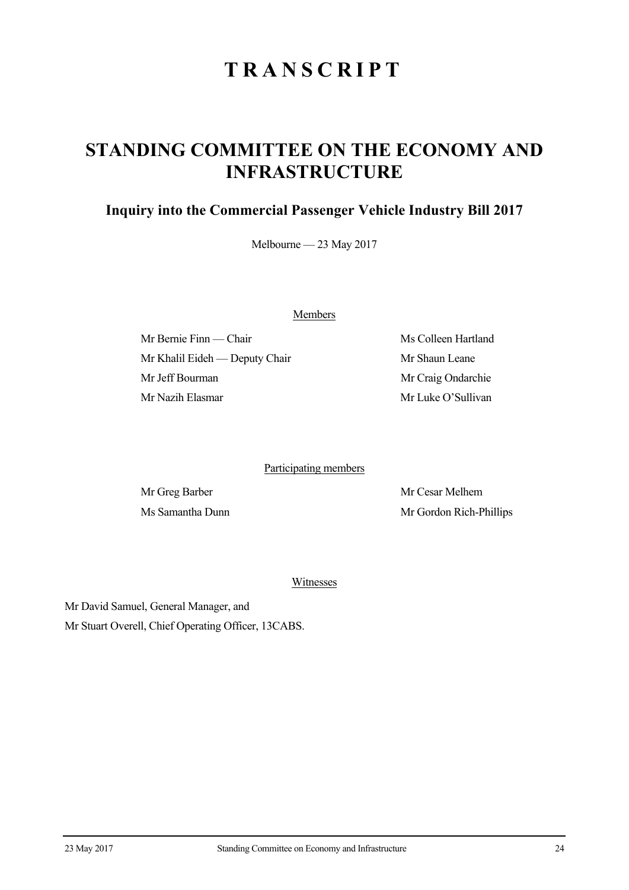# TRANSCRIPT

## STANDING COMMITTEE ON THE ECONOMY AND INFRASTRUCTURE

### Inquiry into the Commercial Passenger Vehicle Industry Bill 2017

Melbourne — 23 May 2017

Members

Mr Bernie Finn — Chair

Mr Khalil Eideh — Deputy Chair

Mr Jeff Bourman

Mr Nazih Elasmar

Ms Colleen Hartland

Mr Shaun Leane

Mr Craig Ondarchie

Mr Luke O'Sullivan

Participating members

Mr Greg Barber

Ms Samantha Dunn

Mr Cesar Melhem

Mr Gordon Rich-Phillips

Witnesses

Mr David Samuel, General Manager, and

Mr Stuart Overell, Chief Operating Officer, 13CABS.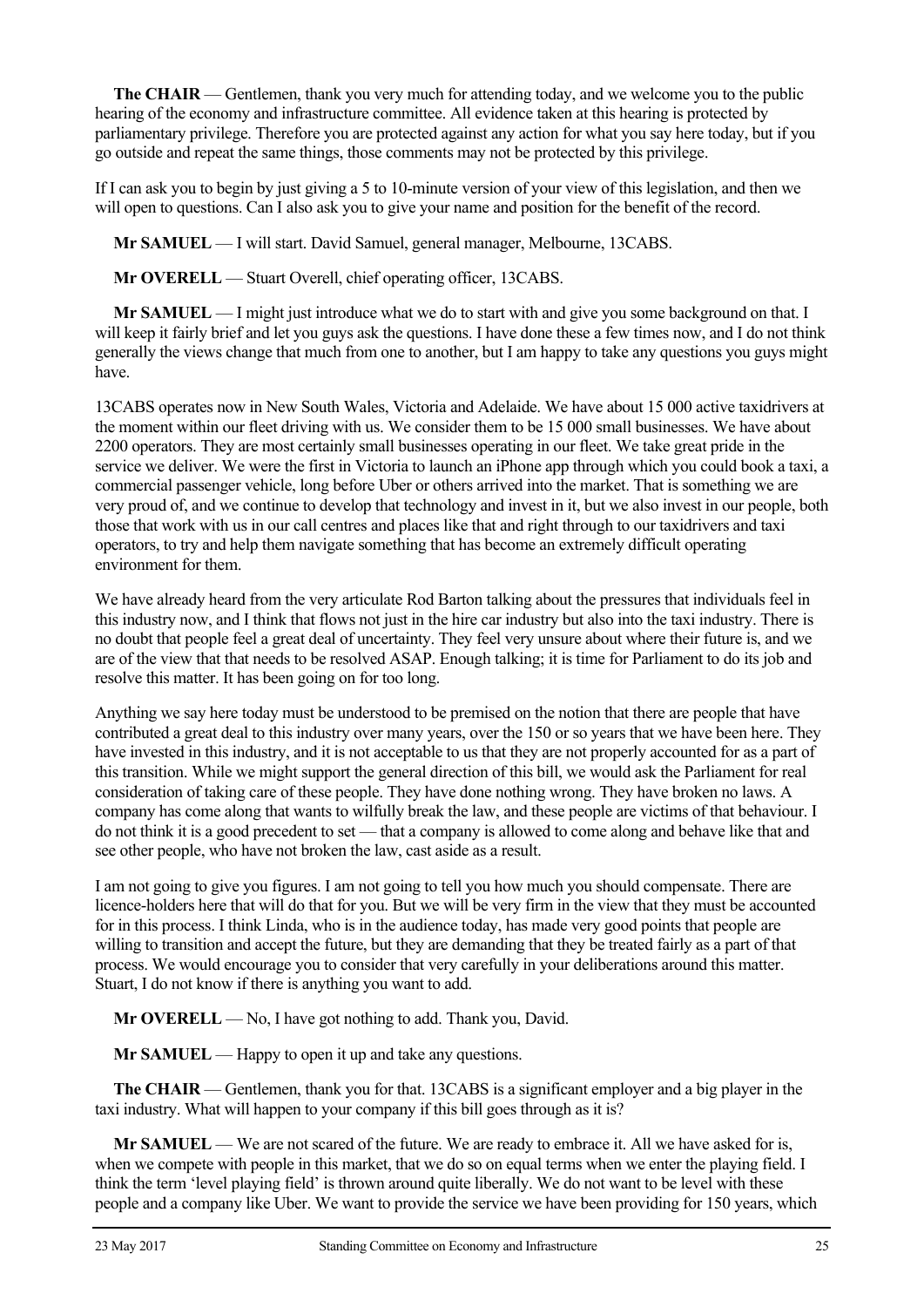**The CHAIR** — Gentlemen, thank you very much for attending today, and we welcome you to the public hearing of the economy and infrastructure committee. All evidence taken at this hearing is protected by parliamentary privilege. Therefore you are protected against any action for what you say here today, but if you go outside and repeat the same things, those comments may not be protected by this privilege.

If I can ask you to begin by just giving a 5 to 10-minute version of your view of this legislation, and then we will open to questions. Can I also ask you to give your name and position for the benefit of the record.

**Mr SAMUEL** — I will start. David Samuel, general manager, Melbourne, 13CABS.

**Mr OVERELL** — Stuart Overell, chief operating officer, 13CABS.

**Mr SAMUEL** — I might just introduce what we do to start with and give you some background on that. I will keep it fairly brief and let you guys ask the questions. I have done these a few times now, and I do not think generally the views change that much from one to another, but I am happy to take any questions you guys might have.

13CABS operates now in New South Wales, Victoria and Adelaide. We have about 15 000 active taxidrivers at the moment within our fleet driving with us. We consider them to be 15 000 small businesses. We have about 2200 operators. They are most certainly small businesses operating in our fleet. We take great pride in the service we deliver. We were the first in Victoria to launch an iPhone app through which you could book a taxi, a commercial passenger vehicle, long before Uber or others arrived into the market. That is something we are very proud of, and we continue to develop that technology and invest in it, but we also invest in our people, both those that work with us in our call centres and places like that and right through to our taxidrivers and taxi operators, to try and help them navigate something that has become an extremely difficult operating environment for them.

We have already heard from the very articulate Rod Barton talking about the pressures that individuals feel in this industry now, and I think that flows not just in the hire car industry but also into the taxi industry. There is no doubt that people feel a great deal of uncertainty. They feel very unsure about where their future is, and we are of the view that that needs to be resolved ASAP. Enough talking; it is time for Parliament to do its job and resolve this matter. It has been going on for too long.

Anything we say here today must be understood to be premised on the notion that there are people that have contributed a great deal to this industry over many years, over the 150 or so years that we have been here. They have invested in this industry, and it is not acceptable to us that they are not properly accounted for as a part of this transition. While we might support the general direction of this bill, we would ask the Parliament for real consideration of taking care of these people. They have done nothing wrong. They have broken no laws. A company has come along that wants to wilfully break the law, and these people are victims of that behaviour. I do not think it is a good precedent to set — that a company is allowed to come along and behave like that and see other people, who have not broken the law, cast aside as a result.

I am not going to give you figures. I am not going to tell you how much you should compensate. There are licence-holders here that will do that for you. But we will be very firm in the view that they must be accounted for in this process. I think Linda, who is in the audience today, has made very good points that people are willing to transition and accept the future, but they are demanding that they be treated fairly as a part of that process. We would encourage you to consider that very carefully in your deliberations around this matter. Stuart, I do not know if there is anything you want to add.

**Mr OVERELL** — No, I have got nothing to add. Thank you, David.

**Mr SAMUEL** — Happy to open it up and take any questions.

**The CHAIR** — Gentlemen, thank you for that. 13CABS is a significant employer and a big player in the taxi industry. What will happen to your company if this bill goes through as it is?

**Mr SAMUEL** — We are not scared of the future. We are ready to embrace it. All we have asked for is, when we compete with people in this market, that we do so on equal terms when we enter the playing field. I think the term 'level playing field' is thrown around quite liberally. We do not want to be level with these people and a company like Uber. We want to provide the service we have been providing for 150 years, which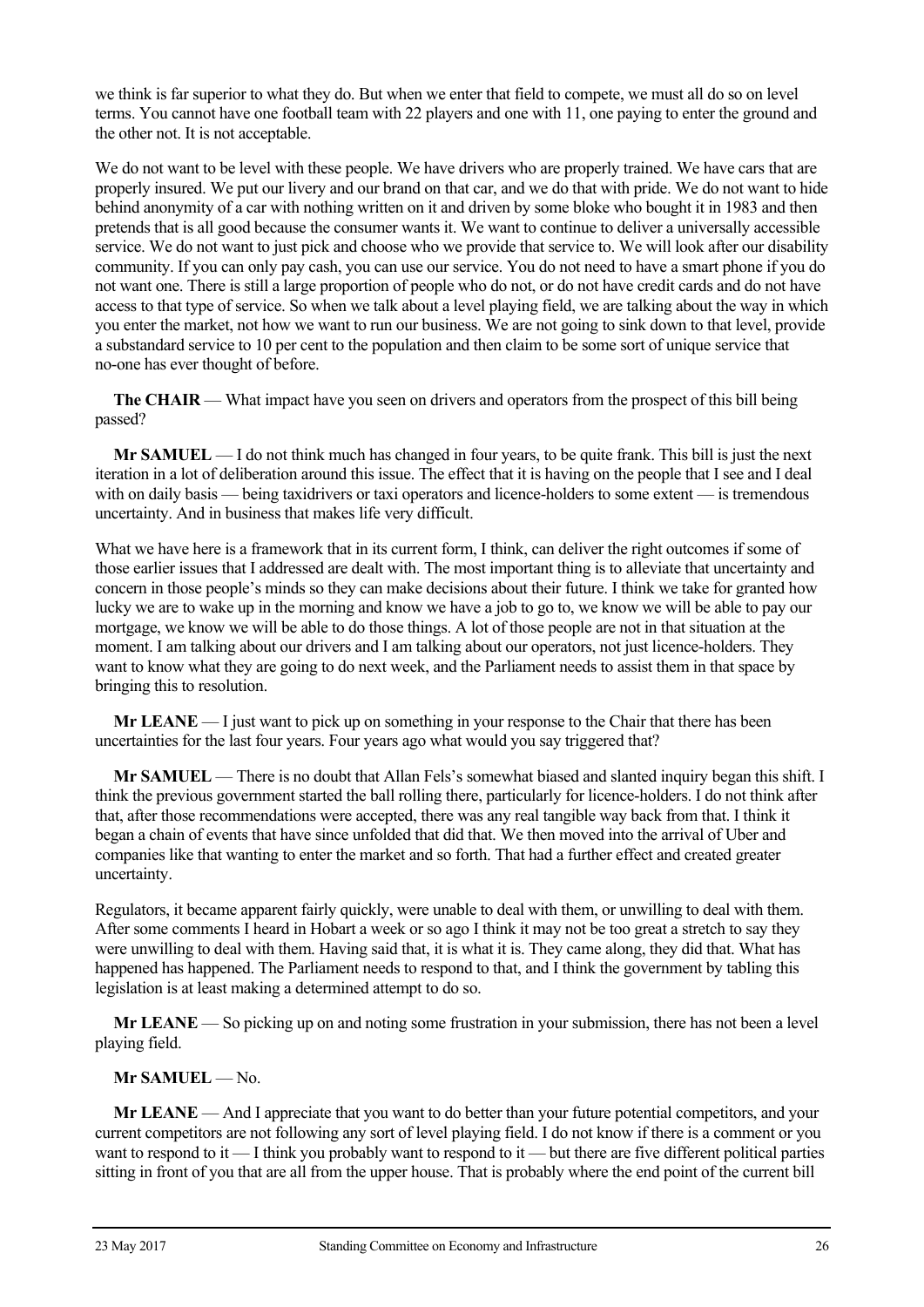we think is far superior to what they do. But when we enter that field to compete, we must all do so on level terms. You cannot have one football team with 22 players and one with 11, one paying to enter the ground and the other not. It is not acceptable.

We do not want to be level with these people. We have drivers who are properly trained. We have cars that are properly insured. We put our livery and our brand on that car, and we do that with pride. We do not want to hide behind anonymity of a car with nothing written on it and driven by some bloke who bought it in 1983 and then pretends that is all good because the consumer wants it. We want to continue to deliver a universally accessible service. We do not want to just pick and choose who we provide that service to. We will look after our disability community. If you can only pay cash, you can use our service. You do not need to have a smart phone if you do not want one. There is still a large proportion of people who do not, or do not have credit cards and do not have access to that type of service. So when we talk about a level playing field, we are talking about the way in which you enter the market, not how we want to run our business. We are not going to sink down to that level, provide a substandard service to 10 per cent to the population and then claim to be some sort of unique service that no-one has ever thought of before.

**The CHAIR** — What impact have you seen on drivers and operators from the prospect of this bill being passed?

**Mr SAMUEL** — I do not think much has changed in four years, to be quite frank. This bill is just the next iteration in a lot of deliberation around this issue. The effect that it is having on the people that I see and I deal with on daily basis — being taxidrivers or taxi operators and licence-holders to some extent — is tremendous uncertainty. And in business that makes life very difficult.

What we have here is a framework that in its current form, I think, can deliver the right outcomes if some of those earlier issues that I addressed are dealt with. The most important thing is to alleviate that uncertainty and concern in those people's minds so they can make decisions about their future. I think we take for granted how lucky we are to wake up in the morning and know we have a job to go to, we know we will be able to pay our mortgage, we know we will be able to do those things. A lot of those people are not in that situation at the moment. I am talking about our drivers and I am talking about our operators, not just licence-holders. They want to know what they are going to do next week, and the Parliament needs to assist them in that space by bringing this to resolution.

**Mr LEANE** — I just want to pick up on something in your response to the Chair that there has been uncertainties for the last four years. Four years ago what would you say triggered that?

**Mr SAMUEL** — There is no doubt that Allan Fels's somewhat biased and slanted inquiry began this shift. I think the previous government started the ball rolling there, particularly for licence-holders. I do not think after that, after those recommendations were accepted, there was any real tangible way back from that. I think it began a chain of events that have since unfolded that did that. We then moved into the arrival of Uber and companies like that wanting to enter the market and so forth. That had a further effect and created greater uncertainty.

Regulators, it became apparent fairly quickly, were unable to deal with them, or unwilling to deal with them. After some comments I heard in Hobart a week or so ago I think it may not be too great a stretch to say they were unwilling to deal with them. Having said that, it is what it is. They came along, they did that. What has happened has happened. The Parliament needs to respond to that, and I think the government by tabling this legislation is at least making a determined attempt to do so.

**Mr LEANE** — So picking up on and noting some frustration in your submission, there has not been a level playing field.

**Mr SAMUEL** — No.

**Mr LEANE** — And I appreciate that you want to do better than your future potential competitors, and your current competitors are not following any sort of level playing field. I do not know if there is a comment or you want to respond to it — I think you probably want to respond to it — but there are five different political parties sitting in front of you that are all from the upper house. That is probably where the end point of the current bill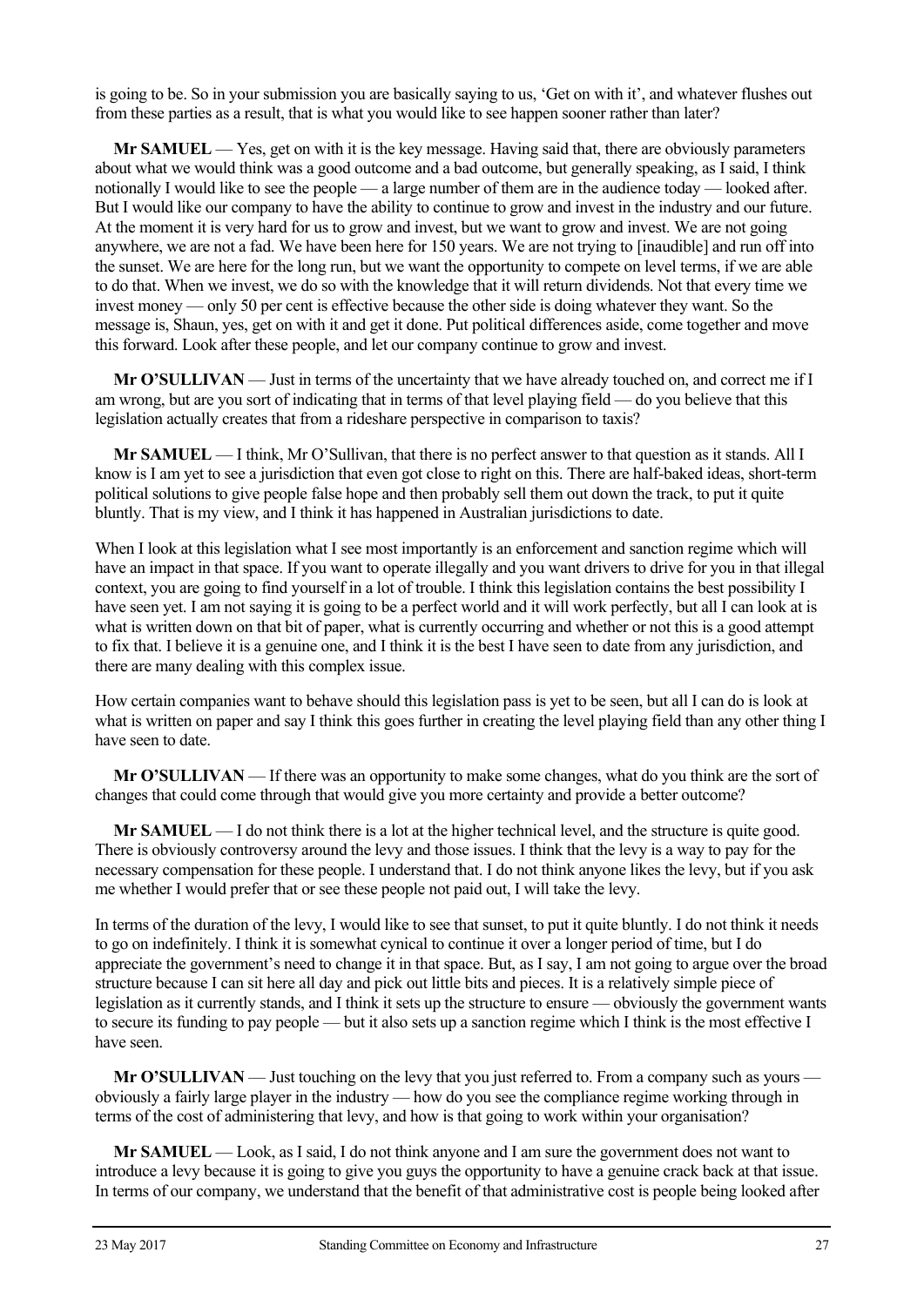is going to be. So in your submission you are basically saying to us, 'Get on with it', and whatever flushes out from these parties as a result, that is what you would like to see happen sooner rather than later?

**Mr SAMUEL** — Yes, get on with it is the key message. Having said that, there are obviously parameters about what we would think was a good outcome and a bad outcome, but generally speaking, as I said, I think notionally I would like to see the people — a large number of them are in the audience today — looked after. But I would like our company to have the ability to continue to grow and invest in the industry and our future. At the moment it is very hard for us to grow and invest, but we want to grow and invest. We are not going anywhere, we are not a fad. We have been here for 150 years. We are not trying to [inaudible] and run off into the sunset. We are here for the long run, but we want the opportunity to compete on level terms, if we are able to do that. When we invest, we do so with the knowledge that it will return dividends. Not that every time we invest money — only 50 per cent is effective because the other side is doing whatever they want. So the message is, Shaun, yes, get on with it and get it done. Put political differences aside, come together and move this forward. Look after these people, and let our company continue to grow and invest.

**Mr O'SULLIVAN** — Just in terms of the uncertainty that we have already touched on, and correct me if I am wrong, but are you sort of indicating that in terms of that level playing field — do you believe that this legislation actually creates that from a rideshare perspective in comparison to taxis?

**Mr SAMUEL** — I think, Mr O'Sullivan, that there is no perfect answer to that question as it stands. All I know is I am yet to see a jurisdiction that even got close to right on this. There are half-baked ideas, short-term political solutions to give people false hope and then probably sell them out down the track, to put it quite bluntly. That is my view, and I think it has happened in Australian jurisdictions to date.

When I look at this legislation what I see most importantly is an enforcement and sanction regime which will have an impact in that space. If you want to operate illegally and you want drivers to drive for you in that illegal context, you are going to find yourself in a lot of trouble. I think this legislation contains the best possibility I have seen yet. I am not saying it is going to be a perfect world and it will work perfectly, but all I can look at is what is written down on that bit of paper, what is currently occurring and whether or not this is a good attempt to fix that. I believe it is a genuine one, and I think it is the best I have seen to date from any jurisdiction, and there are many dealing with this complex issue.

How certain companies want to behave should this legislation pass is yet to be seen, but all I can do is look at what is written on paper and say I think this goes further in creating the level playing field than any other thing I have seen to date.

**Mr O'SULLIVAN** — If there was an opportunity to make some changes, what do you think are the sort of changes that could come through that would give you more certainty and provide a better outcome?

**Mr SAMUEL** — I do not think there is a lot at the higher technical level, and the structure is quite good. There is obviously controversy around the levy and those issues. I think that the levy is a way to pay for the necessary compensation for these people. I understand that. I do not think anyone likes the levy, but if you ask me whether I would prefer that or see these people not paid out, I will take the levy.

In terms of the duration of the levy, I would like to see that sunset, to put it quite bluntly. I do not think it needs to go on indefinitely. I think it is somewhat cynical to continue it over a longer period of time, but I do appreciate the government's need to change it in that space. But, as I say, I am not going to argue over the broad structure because I can sit here all day and pick out little bits and pieces. It is a relatively simple piece of legislation as it currently stands, and I think it sets up the structure to ensure — obviously the government wants to secure its funding to pay people — but it also sets up a sanction regime which I think is the most effective I have seen.

**Mr O'SULLIVAN** — Just touching on the levy that you just referred to. From a company such as yours — obviously a fairly large player in the industry — how do you see the compliance regime working through in terms of the cost of administering that levy, and how is that going to work within your organisation?

**Mr SAMUEL** — Look, as I said, I do not think anyone and I am sure the government does not want to introduce a levy because it is going to give you guys the opportunity to have a genuine crack back at that issue. In terms of our company, we understand that the benefit of that administrative cost is people being looked after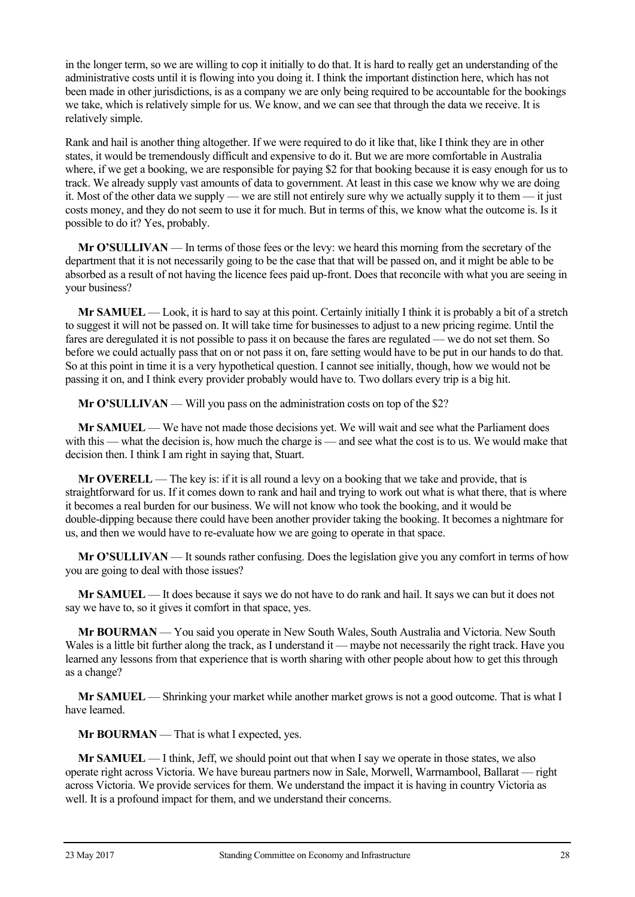in the longer term, so we are willing to cop it initially to do that. It is hard to really get an understanding of the administrative costs until it is flowing into you doing it. I think the important distinction here, which has not been made in other jurisdictions, is as a company we are only being required to be accountable for the bookings we take, which is relatively simple for us. We know, and we can see that through the data we receive. It is relatively simple.

Rank and hail is another thing altogether. If we were required to do it like that, like I think they are in other states, it would be tremendously difficult and expensive to do it. But we are more comfortable in Australia where, if we get a booking, we are responsible for paying $2 for that booking because it is easy enough for us to track. We already supply vast amounts of data to government. At least in this case we know why we are doing it. Most of the other data we supply — we are still not entirely sure why we actually supply it to them — it just costs money, and they do not seem to use it for much. But in terms of this, we know what the outcome is. Is it possible to do it? Yes, probably.

**Mr O'SULLIVAN** — In terms of those fees or the levy: we heard this morning from the secretary of the department that it is not necessarily going to be the case that that will be passed on, and it might be able to be absorbed as a result of not having the licence fees paid up-front. Does that reconcile with what you are seeing in your business?

**Mr SAMUEL** — Look, it is hard to say at this point. Certainly initially I think it is probably a bit of a stretch to suggest it will not be passed on. It will take time for businesses to adjust to a new pricing regime. Until the fares are deregulated it is not possible to pass it on because the fares are regulated — we do not set them. So before we could actually pass that on or not pass it on, fare setting would have to be put in our hands to do that. So at this point in time it is a very hypothetical question. I cannot see initially, though, how we would not be passing it on, and I think every provider probably would have to. Two dollars every trip is a big hit.

**Mr O'SULLIVAN** — Will you pass on the administration costs on top of the $2?

**Mr SAMUEL** — We have not made those decisions yet. We will wait and see what the Parliament does with this — what the decision is, how much the charge is — and see what the cost is to us. We would make that decision then. I think I am right in saying that, Stuart.

**Mr OVERELL** — The key is: if it is all round a levy on a booking that we take and provide, that is straightforward for us. If it comes down to rank and hail and trying to work out what is what there, that is where it becomes a real burden for our business. We will not know who took the booking, and it would be double-dipping because there could have been another provider taking the booking. It becomes a nightmare for us, and then we would have to re-evaluate how we are going to operate in that space.

**Mr O'SULLIVAN** — It sounds rather confusing. Does the legislation give you any comfort in terms of how you are going to deal with those issues?

**Mr SAMUEL** — It does because it says we do not have to do rank and hail. It says we can but it does not say we have to, so it gives it comfort in that space, yes.

**Mr BOURMAN** — You said you operate in New South Wales, South Australia and Victoria. New South Wales is a little bit further along the track, as I understand it — maybe not necessarily the right track. Have you learned any lessons from that experience that is worth sharing with other people about how to get this through as a change?

**Mr SAMUEL** — Shrinking your market while another market grows is not a good outcome. That is what I have learned.

**Mr BOURMAN** — That is what I expected, yes.

**Mr SAMUEL** — I think, Jeff, we should point out that when I say we operate in those states, we also operate right across Victoria. We have bureau partners now in Sale, Morwell, Warrnambool, Ballarat — right across Victoria. We provide services for them. We understand the impact it is having in country Victoria as well. It is a profound impact for them, and we understand their concerns.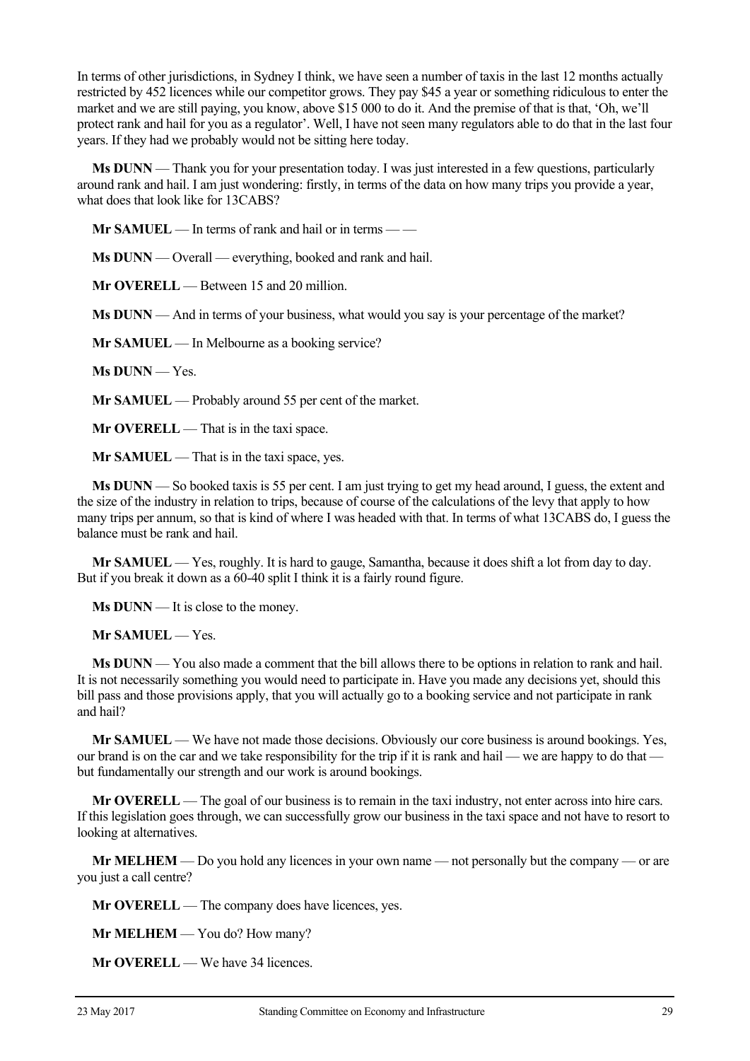In terms of other jurisdictions, in Sydney I think, we have seen a number of taxis in the last 12 months actually restricted by 452 licences while our competitor grows. They pay $45 a year or something ridiculous to enter the market and we are still paying, you know, above $15 000 to do it. And the premise of that is that, 'Oh, we'll protect rank and hail for you as a regulator'. Well, I have not seen many regulators able to do that in the last four years. If they had we probably would not be sitting here today.

**Ms DUNN** — Thank you for your presentation today. I was just interested in a few questions, particularly around rank and hail. I am just wondering: firstly, in terms of the data on how many trips you provide a year, what does that look like for 13CABS?

**Mr SAMUEL** — In terms of rank and hail or in terms — —

**Ms DUNN** — Overall — everything, booked and rank and hail.

**Mr OVERELL** — Between 15 and 20 million.

**Ms DUNN** — And in terms of your business, what would you say is your percentage of the market?

**Mr SAMUEL** — In Melbourne as a booking service?

**Ms DUNN** — Yes.

**Mr SAMUEL** — Probably around 55 per cent of the market.

**Mr OVERELL** — That is in the taxi space.

**Mr SAMUEL** — That is in the taxi space, yes.

**Ms DUNN** — So booked taxis is 55 per cent. I am just trying to get my head around, I guess, the extent and the size of the industry in relation to trips, because of course of the calculations of the levy that apply to how many trips per annum, so that is kind of where I was headed with that. In terms of what 13CABS do, I guess the balance must be rank and hail.

**Mr SAMUEL** — Yes, roughly. It is hard to gauge, Samantha, because it does shift a lot from day to day. But if you break it down as a 60-40 split I think it is a fairly round figure.

**Ms DUNN** — It is close to the money.

**Mr SAMUEL** — Yes.

**Ms DUNN** — You also made a comment that the bill allows there to be options in relation to rank and hail. It is not necessarily something you would need to participate in. Have you made any decisions yet, should this bill pass and those provisions apply, that you will actually go to a booking service and not participate in rank and hail?

**Mr SAMUEL** — We have not made those decisions. Obviously our core business is around bookings. Yes, our brand is on the car and we take responsibility for the trip if it is rank and hail — we are happy to do that — but fundamentally our strength and our work is around bookings.

**Mr OVERELL** — The goal of our business is to remain in the taxi industry, not enter across into hire cars. If this legislation goes through, we can successfully grow our business in the taxi space and not have to resort to looking at alternatives.

**Mr MELHEM** — Do you hold any licences in your own name — not personally but the company — or are you just a call centre?

**Mr OVERELL** — The company does have licences, yes.

**Mr MELHEM** — You do? How many?

**Mr OVERELL** — We have 34 licences.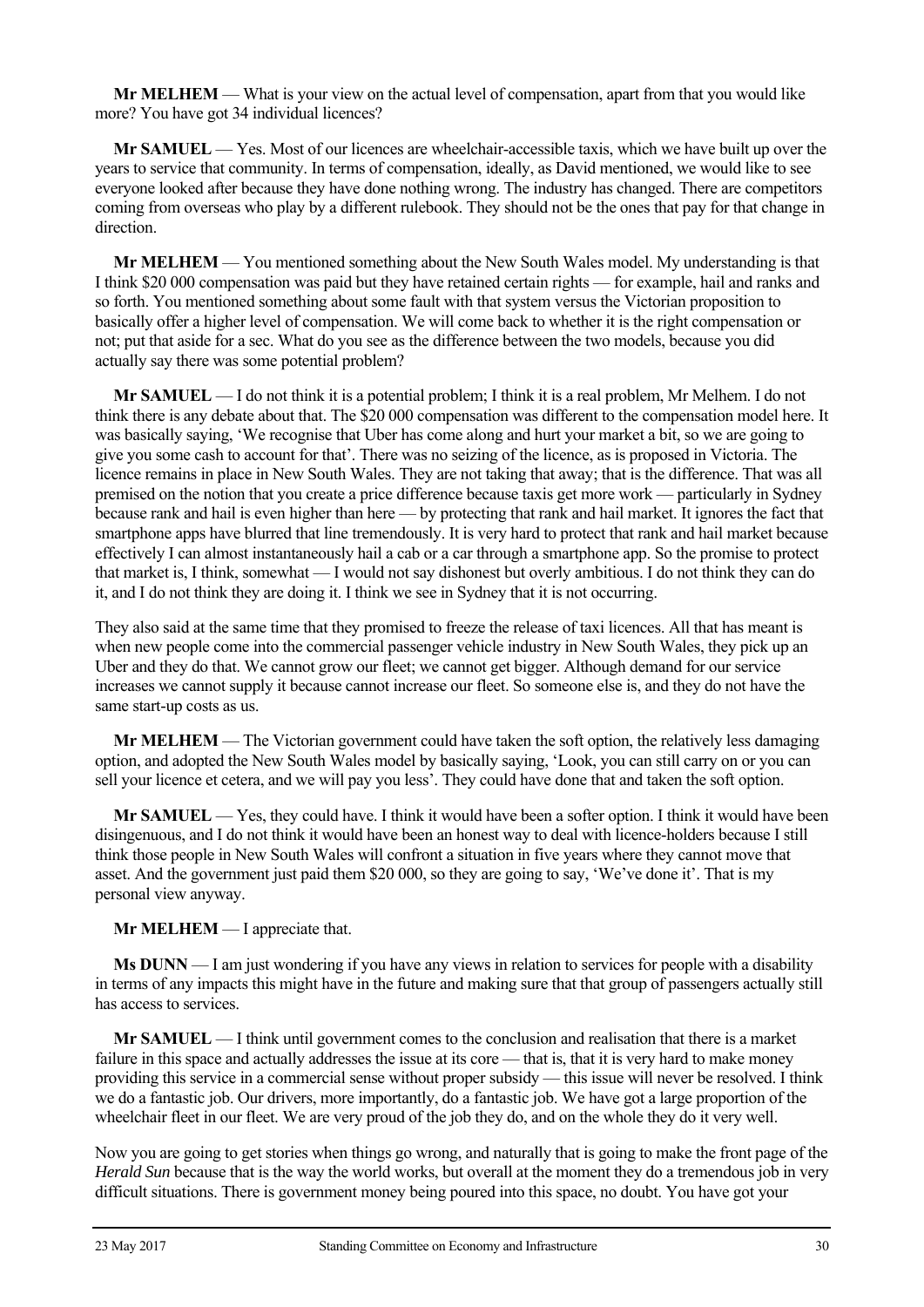**Mr MELHEM** — What is your view on the actual level of compensation, apart from that you would like more? You have got 34 individual licences?

**Mr SAMUEL** — Yes. Most of our licences are wheelchair-accessible taxis, which we have built up over the years to service that community. In terms of compensation, ideally, as David mentioned, we would like to see everyone looked after because they have done nothing wrong. The industry has changed. There are competitors coming from overseas who play by a different rulebook. They should not be the ones that pay for that change in direction.

**Mr MELHEM** — You mentioned something about the New South Wales model. My understanding is that I think $20 000 compensation was paid but they have retained certain rights — for example, hail and ranks and so forth. You mentioned something about some fault with that system versus the Victorian proposition to basically offer a higher level of compensation. We will come back to whether it is the right compensation or not; put that aside for a sec. What do you see as the difference between the two models, because you did actually say there was some potential problem?

**Mr SAMUEL** — I do not think it is a potential problem; I think it is a real problem, Mr Melhem. I do not think there is any debate about that. The $20 000 compensation was different to the compensation model here. It was basically saying, 'We recognise that Uber has come along and hurt your market a bit, so we are going to give you some cash to account for that'. There was no seizing of the licence, as is proposed in Victoria. The licence remains in place in New South Wales. They are not taking that away; that is the difference. That was all premised on the notion that you create a price difference because taxis get more work — particularly in Sydney because rank and hail is even higher than here — by protecting that rank and hail market. It ignores the fact that smartphone apps have blurred that line tremendously. It is very hard to protect that rank and hail market because effectively I can almost instantaneously hail a cab or a car through a smartphone app. So the promise to protect that market is, I think, somewhat — I would not say dishonest but overly ambitious. I do not think they can do it, and I do not think they are doing it. I think we see in Sydney that it is not occurring.

They also said at the same time that they promised to freeze the release of taxi licences. All that has meant is when new people come into the commercial passenger vehicle industry in New South Wales, they pick up an Uber and they do that. We cannot grow our fleet; we cannot get bigger. Although demand for our service increases we cannot supply it because cannot increase our fleet. So someone else is, and they do not have the same start-up costs as us.

**Mr MELHEM** — The Victorian government could have taken the soft option, the relatively less damaging option, and adopted the New South Wales model by basically saying, 'Look, you can still carry on or you can sell your licence et cetera, and we will pay you less'. They could have done that and taken the soft option.

**Mr SAMUEL** — Yes, they could have. I think it would have been a softer option. I think it would have been disingenuous, and I do not think it would have been an honest way to deal with licence-holders because I still think those people in New South Wales will confront a situation in five years where they cannot move that asset. And the government just paid them $20 000, so they are going to say, 'We've done it'. That is my personal view anyway.

**Mr MELHEM** — I appreciate that.

**Ms DUNN** — I am just wondering if you have any views in relation to services for people with a disability in terms of any impacts this might have in the future and making sure that that group of passengers actually still has access to services.

**Mr SAMUEL** — I think until government comes to the conclusion and realisation that there is a market failure in this space and actually addresses the issue at its core — that is, that it is very hard to make money providing this service in a commercial sense without proper subsidy — this issue will never be resolved. I think we do a fantastic job. Our drivers, more importantly, do a fantastic job. We have got a large proportion of the wheelchair fleet in our fleet. We are very proud of the job they do, and on the whole they do it very well.

Now you are going to get stories when things go wrong, and naturally that is going to make the front page of the *Herald Sun* because that is the way the world works, but overall at the moment they do a tremendous job in very difficult situations. There is government money being poured into this space, no doubt. You have got your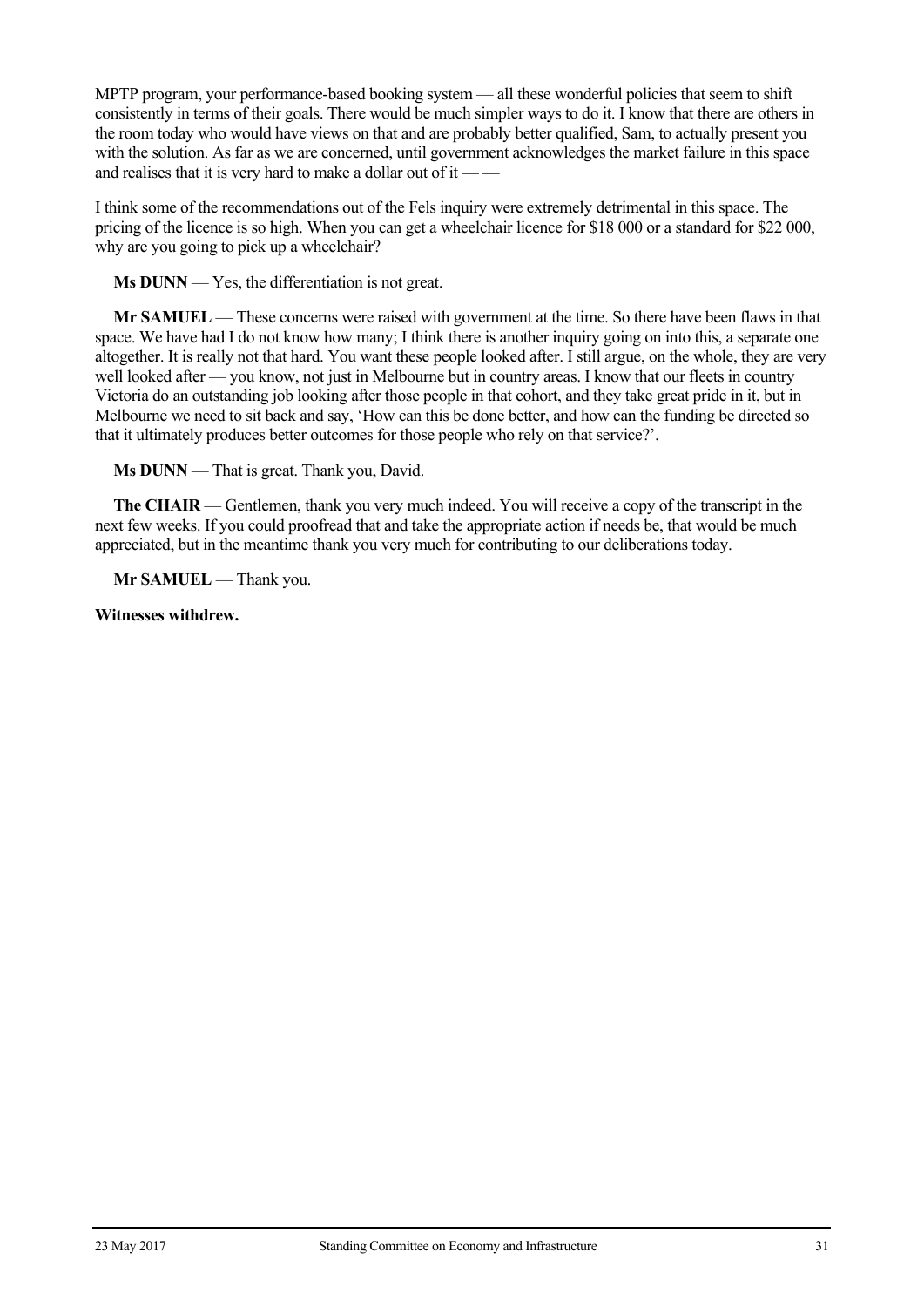MPTP program, your performance-based booking system — all these wonderful policies that seem to shift consistently in terms of their goals. There would be much simpler ways to do it. I know that there are others in the room today who would have views on that and are probably better qualified, Sam, to actually present you with the solution. As far as we are concerned, until government acknowledges the market failure in this space and realises that it is very hard to make a dollar out of it — —

I think some of the recommendations out of the Fels inquiry were extremely detrimental in this space. The pricing of the licence is so high. When you can get a wheelchair licence for $18 000 or a standard for $22 000, why are you going to pick up a wheelchair?

**Ms DUNN** — Yes, the differentiation is not great.

**Mr SAMUEL** — These concerns were raised with government at the time. So there have been flaws in that space. We have had I do not know how many; I think there is another inquiry going on into this, a separate one altogether. It is really not that hard. You want these people looked after. I still argue, on the whole, they are very well looked after — you know, not just in Melbourne but in country areas. I know that our fleets in country Victoria do an outstanding job looking after those people in that cohort, and they take great pride in it, but in Melbourne we need to sit back and say, 'How can this be done better, and how can the funding be directed so that it ultimately produces better outcomes for those people who rely on that service?'.

**Ms DUNN** — That is great. Thank you, David.

**The CHAIR** — Gentlemen, thank you very much indeed. You will receive a copy of the transcript in the next few weeks. If you could proofread that and take the appropriate action if needs be, that would be much appreciated, but in the meantime thank you very much for contributing to our deliberations today.

**Mr SAMUEL** — Thank you.

**Witnesses withdrew.**